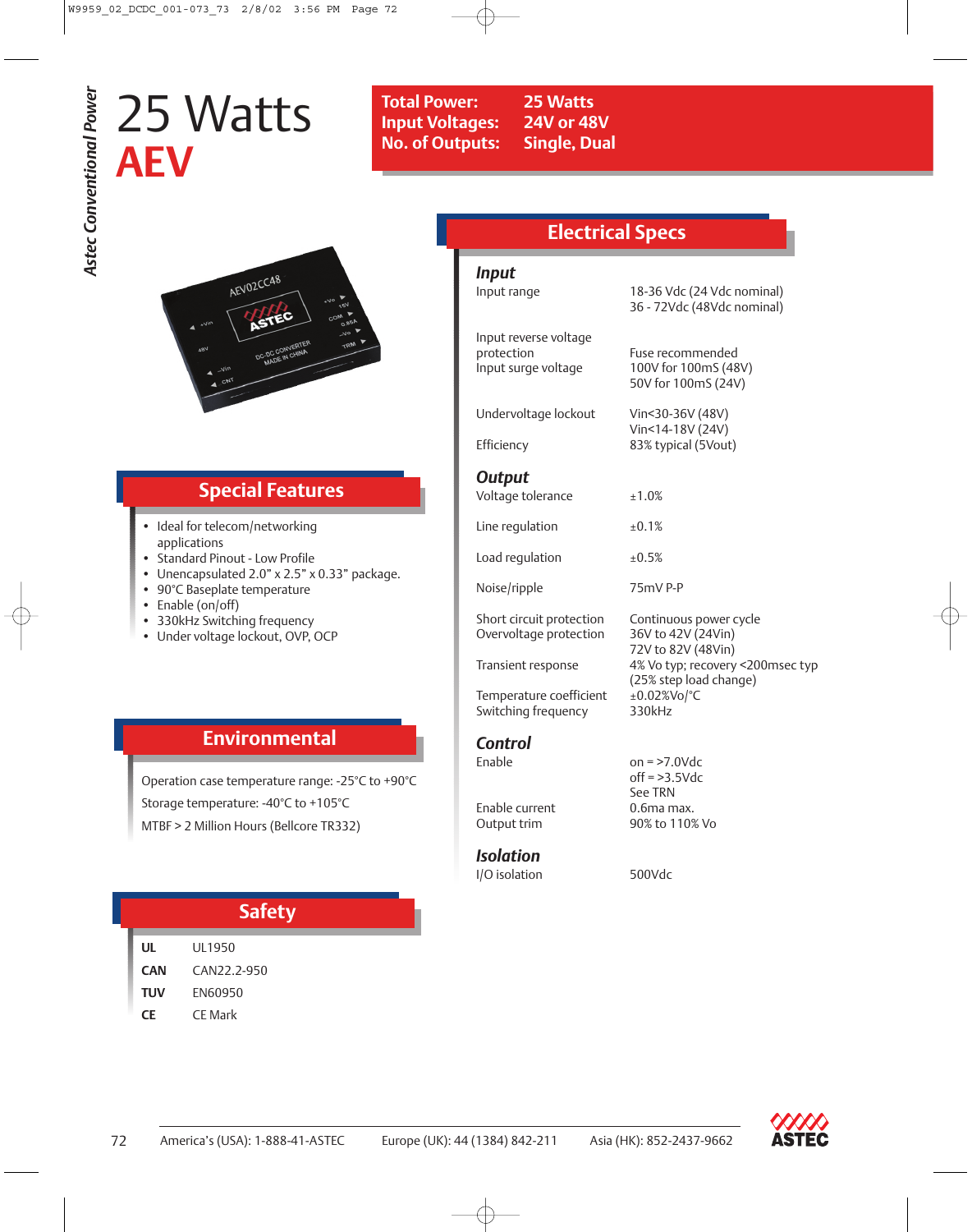# 25 Watts
# AEV

| | |
|---|---|
| **Total Power:** | **25 Watts** |
| **Input Voltages:** | **24V or 48V** |
| **No. of Outputs:** | **Single, Dual** |

## Special Features

- Ideal for telecom/networking applications
- Standard Pinout - Low Profile
- Unencapsulated 2.0" x 2.5" x 0.33" package.
- 90°C Baseplate temperature
- Enable (on/off)
- 330kHz Switching frequency
- Under voltage lockout, OVP, OCP

## Environmental

Operation case temperature range: -25°C to +90°C

Storage temperature: -40°C to +105°C

MTBF > 2 Million Hours (Bellcore TR332)

## Safety

| | |
|---|---|
| **UL** | UL1950 |
| **CAN** | CAN22.2-950 |
| **TUV** | EN60950 |
| **CE** | CE Mark |

## Electrical Specs

### *Input*

| | |
|---|---|
| Input range | 18-36 Vdc (24 Vdc nominal)<br>36 - 72Vdc (48Vdc nominal) |
| Input reverse voltage protection | Fuse recommended |
| Input surge voltage | 100V for 100mS (48V)<br>50V for 100mS (24V) |
| Undervoltage lockout | Vin<30-36V (48V)<br>Vin<14-18V (24V) |
| Efficiency | 83% typical (5Vout) |

### *Output*

| | |
|---|---|
| Voltage tolerance | ±1.0% |
| Line regulation | ±0.1% |
| Load regulation | ±0.5% |
| Noise/ripple | 75mV P-P |
| Short circuit protection | Continuous power cycle |
| Overvoltage protection | 36V to 42V (24Vin)<br>72V to 82V (48Vin) |
| Transient response | 4% Vo typ; recovery <200msec typ (25% step load change) |
| Temperature coefficient | ±0.02%Vo/°C |
| Switching frequency | 330kHz |

### *Control*

| | |
|---|---|
| Enable | on = >7.0Vdc<br>off = >3.5Vdc<br>See TRN |
| Enable current | 0.6ma max. |
| Output trim | 90% to 110% Vo |

### *Isolation*

| | |
|---|---|
| I/O isolation | 500Vdc |

America's (USA): 1-888-41-ASTEC Europe (UK): 44 (1384) 842-211 Asia (HK): 852-2437-9662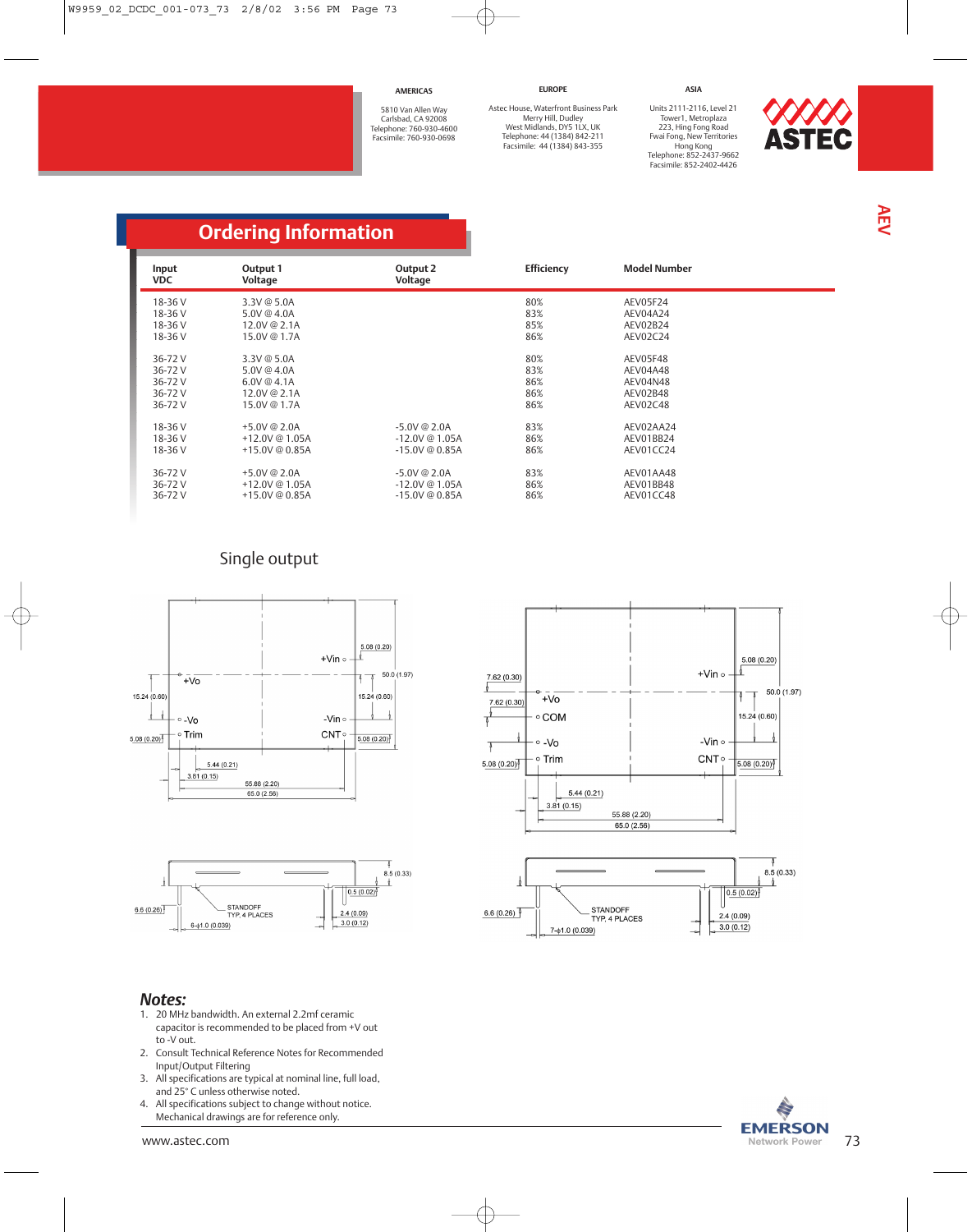AMERICAS

5810 Van Allen Way
Carlsbad, CA 92008
Telephone: 760-930-4600
Facsimile: 760-930-0698

EUROPE

Astec House, Waterfront Business Park
Merry Hill, Dudley
West Midlands, DY5 1LX, UK
Telephone: 44 (1384) 842-211
Facsimile: 44 (1384) 843-355

ASIA

Units 2111-2116, Level 21
Tower1, Metroplaza
223, Hing Fong Road
Fwai Fong, New Territories
Hong Kong
Telephone: 852-2437-9662
Facsimile: 852-2402-4426

ASTEC

AEV

## Ordering Information

| Input VDC | Output 1 Voltage | Output 2 Voltage | Efficiency | Model Number |
|---|---|---|---|---|
| 18-36 V | 3.3V @ 5.0A | | 80% | AEV05F24 |
| 18-36 V | 5.0V @ 4.0A | | 83% | AEV04A24 |
| 18-36 V | 12.0V @ 2.1A | | 85% | AEV02B24 |
| 18-36 V | 15.0V @ 1.7A | | 86% | AEV02C24 |
| 36-72 V | 3.3V @ 5.0A | | 80% | AEV05F48 |
| 36-72 V | 5.0V @ 4.0A | | 83% | AEV04A48 |
| 36-72 V | 6.0V @ 4.1A | | 86% | AEV04N48 |
| 36-72 V | 12.0V @ 2.1A | | 86% | AEV02B48 |
| 36-72 V | 15.0V @ 1.7A | | 86% | AEV02C48 |
| 18-36 V | +5.0V @ 2.0A | -5.0V @ 2.0A | 83% | AEV02AA24 |
| 18-36 V | +12.0V @ 1.05A | -12.0V @ 1.05A | 86% | AEV01BB24 |
| 18-36 V | +15.0V @ 0.85A | -15.0V @ 0.85A | 86% | AEV01CC24 |
| 36-72 V | +5.0V @ 2.0A | -5.0V @ 2.0A | 83% | AEV01AA48 |
| 36-72 V | +12.0V @ 1.05A | -12.0V @ 1.05A | 86% | AEV01BB48 |
| 36-72 V | +15.0V @ 0.85A | -15.0V @ 0.85A | 86% | AEV01CC48 |

Single output

+Vin
+Vo
-Vo
Trim
-Vin
CNT
5.08 (0.20)
50.0 (1.97)
15.24 (0.60)
15.24 (0.60)
5.08 (0.20)
5.08 (0.20)
5.44 (0.21)
3.81 (0.15)
55.88 (2.20)
65.0 (2.56)
8.5 (0.33)
0.5 (0.02)
6.6 (0.26)
STANDOFF TYP. 4 PLACES
2.4 (0.09)
3.0 (0.12)
6-ϕ1.0 (0.039)

+Vin
+Vo
COM
-Vo
Trim
-Vin
CNT
7.62 (0.30)
7.62 (0.30)
5.08 (0.20)
50.0 (1.97)
15.24 (0.60)
5.08 (0.20)
5.08 (0.20)
5.44 (0.21)
3.81 (0.15)
55.88 (2.20)
65.0 (2.56)
8.5 (0.33)
0.5 (0.02)
6.6 (0.26)
STANDOFF TYP. 4 PLACES
2.4 (0.09)
3.0 (0.12)
7-ϕ1.0 (0.039)

### *Notes:*

1. 20 MHz bandwidth. An external 2.2mf ceramic capacitor is recommended to be placed from +V out to -V out.
2. Consult Technical Reference Notes for Recommended Input/Output Filtering
3. All specifications are typical at nominal line, full load, and 25° C unless otherwise noted.
4. All specifications subject to change without notice. Mechanical drawings are for reference only.

www.astec.com

EMERSON Network Power